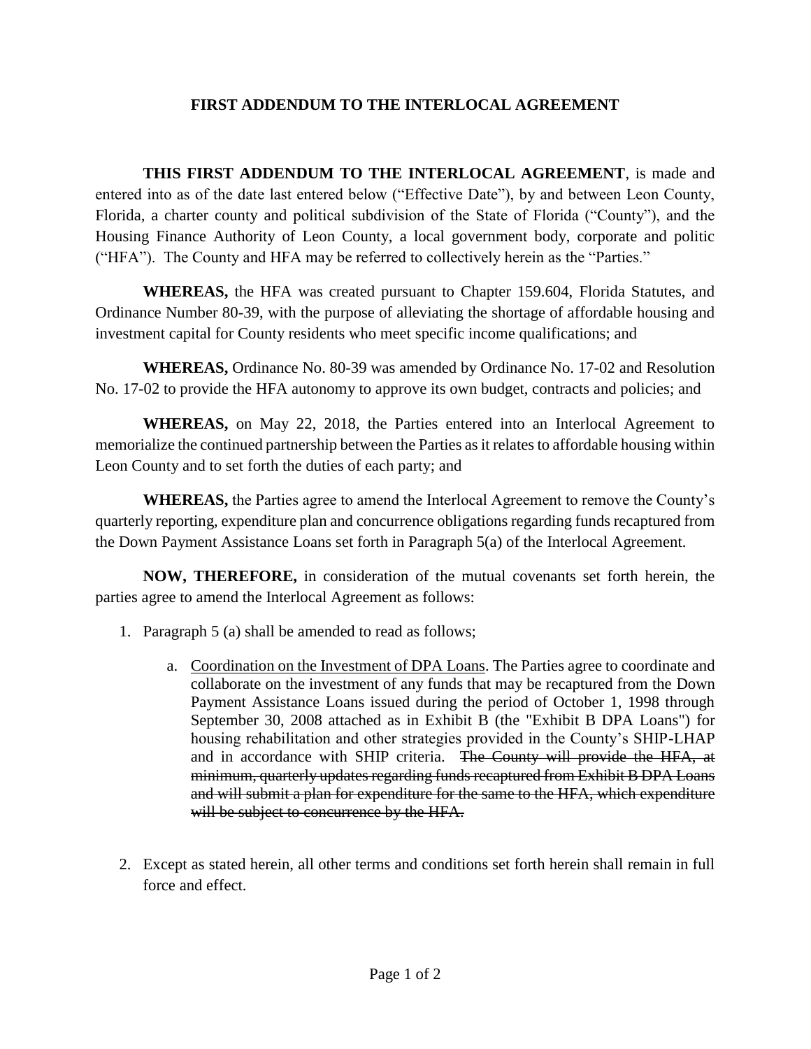**FIRST ADDENDUM TO THE INTERLOCAL AGREEMENT**

**THIS FIRST ADDENDUM TO THE INTERLOCAL AGREEMENT**, is made and entered into as of the date last entered below ("Effective Date"), by and between Leon County, Florida, a charter county and political subdivision of the State of Florida ("County"), and the Housing Finance Authority of Leon County, a local government body, corporate and politic ("HFA"). The County and HFA may be referred to collectively herein as the "Parties."

**WHEREAS,** the HFA was created pursuant to Chapter 159.604, Florida Statutes, and Ordinance Number 80-39, with the purpose of alleviating the shortage of affordable housing and investment capital for County residents who meet specific income qualifications; and

**WHEREAS,** Ordinance No. 80-39 was amended by Ordinance No. 17-02 and Resolution No. 17-02 to provide the HFA autonomy to approve its own budget, contracts and policies; and

**WHEREAS,** on May 22, 2018, the Parties entered into an Interlocal Agreement to memorialize the continued partnership between the Parties as it relates to affordable housing within Leon County and to set forth the duties of each party; and

**WHEREAS,** the Parties agree to amend the Interlocal Agreement to remove the County's quarterly reporting, expenditure plan and concurrence obligations regarding funds recaptured from the Down Payment Assistance Loans set forth in Paragraph 5(a) of the Interlocal Agreement.

**NOW, THEREFORE,** in consideration of the mutual covenants set forth herein, the parties agree to amend the Interlocal Agreement as follows:

1. Paragraph 5 (a) shall be amended to read as follows;

   a. <u>Coordination on the Investment of DPA Loans</u>. The Parties agree to coordinate and collaborate on the investment of any funds that may be recaptured from the Down Payment Assistance Loans issued during the period of October 1, 1998 through September 30, 2008 attached as in Exhibit B (the "Exhibit B DPA Loans") for housing rehabilitation and other strategies provided in the County's SHIP-LHAP and in accordance with SHIP criteria. ~~The County will provide the HFA, at minimum, quarterly updates regarding funds recaptured from Exhibit B DPA Loans and will submit a plan for expenditure for the same to the HFA, which expenditure will be subject to concurrence by the HFA.~~

2. Except as stated herein, all other terms and conditions set forth herein shall remain in full force and effect.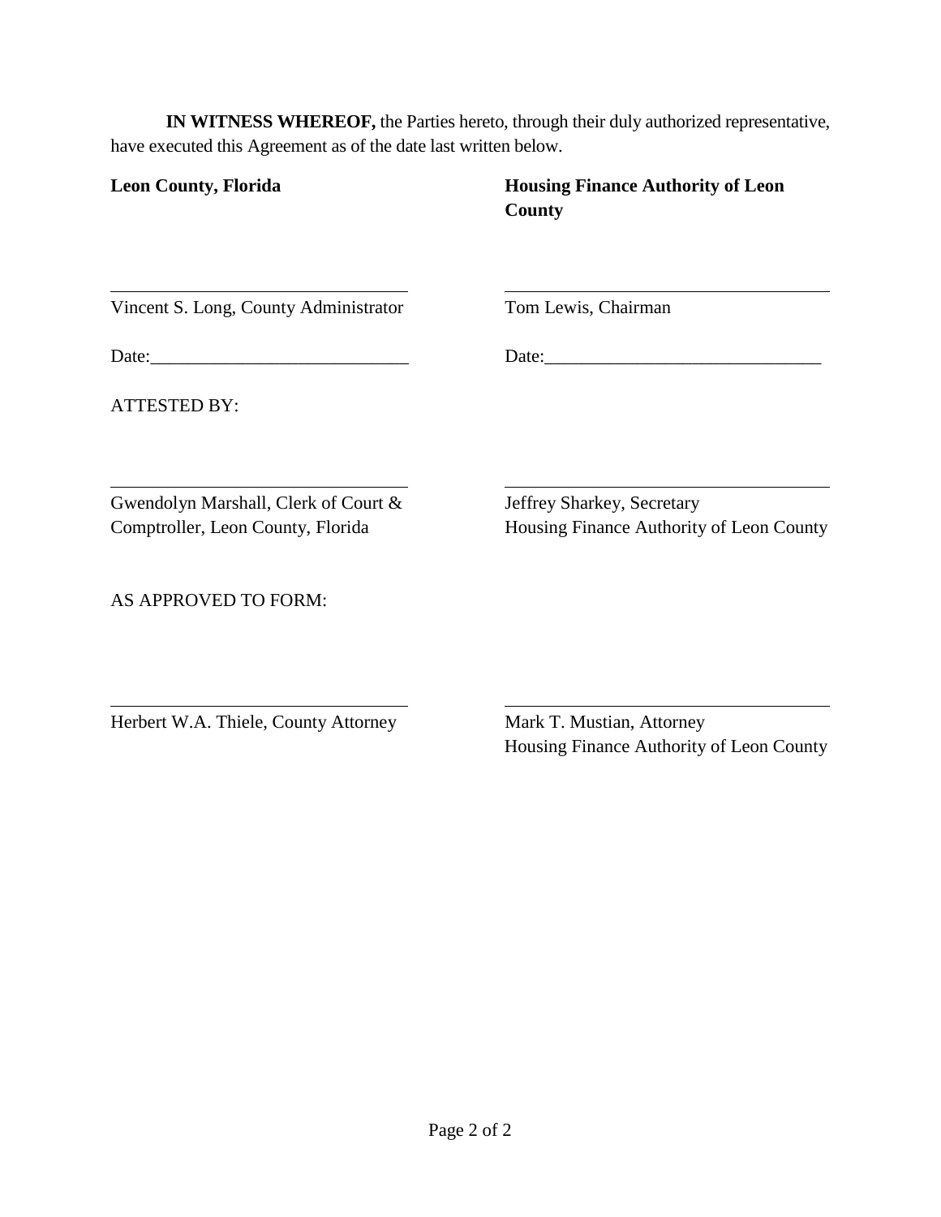**IN WITNESS WHEREOF,** the Parties hereto, through their duly authorized representative, have executed this Agreement as of the date last written below.

| **Leon County, Florida** | **Housing Finance Authority of Leon County** |
|---|---|
| ______________________________ | ______________________________ |
| Vincent S. Long, County Administrator | Tom Lewis, Chairman |
| Date:__________________________ | Date:__________________________ |
| ATTESTED BY: | |
| ______________________________ | ______________________________ |
| Gwendolyn Marshall, Clerk of Court & Comptroller, Leon County, Florida | Jeffrey Sharkey, Secretary Housing Finance Authority of Leon County |
| AS APPROVED TO FORM: | |
| ______________________________ | ______________________________ |
| Herbert W.A. Thiele, County Attorney | Mark T. Mustian, Attorney Housing Finance Authority of Leon County |